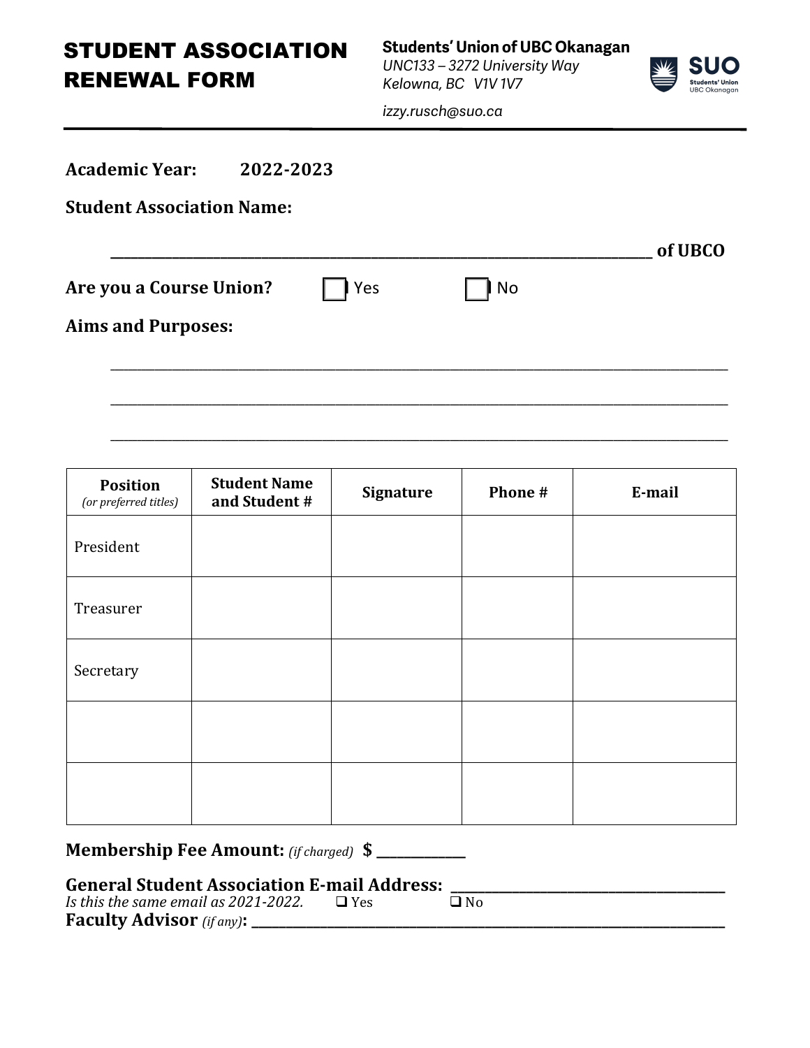# STUDENT ASSOCIATION RENEWAL FORM

**Students' Union of UBC Okanagan**
*UNC133 – 3272 University Way*
*Kelowna, BC V1V 1V7*

*izzy.rusch@suo.ca*

**Academic Year:** **2022-2023**

**Student Association Name:**

_____________________________________________ **of UBCO**

**Are you a Course Union?** ☐ Yes ☐ No

**Aims and Purposes:**

_____________________________________________

_____________________________________________

_____________________________________________

| Position *(or preferred titles)* | Student Name and Student # | Signature | Phone # | E-mail |
|---|---|---|---|---|
| President | | | | |
| Treasurer | | | | |
| Secretary | | | | |
| | | | | |
| | | | | |

**Membership Fee Amount:** *(if charged)* **$** ____________

**General Student Association E-mail Address:** ______________________________
*Is this the same email as 2021-2022.* ❑ Yes ❑ No
**Faculty Advisor** *(if any)*: ______________________________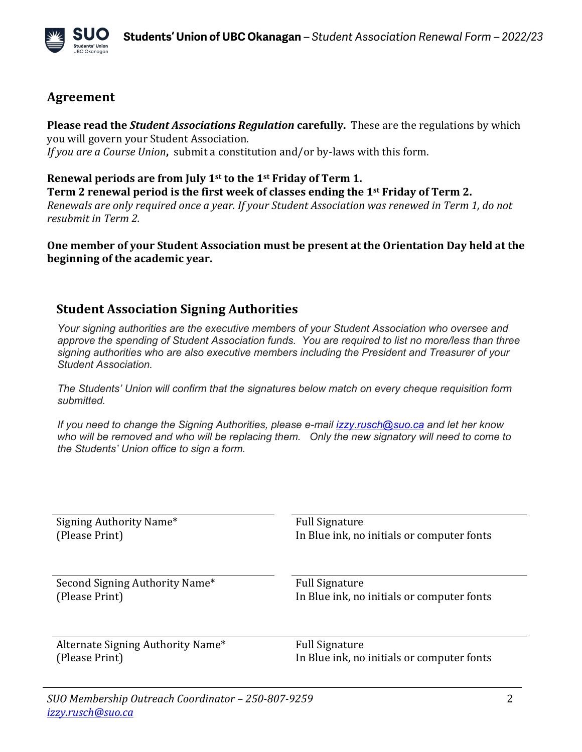## Agreement

**Please read the *Student Associations Regulation* carefully.** These are the regulations by which you will govern your Student Association.
*If you are a Course Union***,** submit a constitution and/or by-laws with this form.

**Renewal periods are from July 1st to the 1st Friday of Term 1.**
**Term 2 renewal period is the first week of classes ending the 1st Friday of Term 2.**
*Renewals are only required once a year. If your Student Association was renewed in Term 1, do not resubmit in Term 2.*

**One member of your Student Association must be present at the Orientation Day held at the beginning of the academic year.**

## Student Association Signing Authorities

*Your signing authorities are the executive members of your Student Association who oversee and approve the spending of Student Association funds. You are required to list no more/less than three signing authorities who are also executive members including the President and Treasurer of your Student Association.*

*The Students' Union will confirm that the signatures below match on every cheque requisition form submitted.*

*If you need to change the Signing Authorities, please e-mail [izzy.rusch@suo.ca](mailto:izzy.rusch@suo.ca) and let her know who will be removed and who will be replacing them. Only the new signatory will need to come to the Students' Union office to sign a form.*

| Signing Authority Name* (Please Print) | Full Signature In Blue ink, no initials or computer fonts |
|---|---|
| | |

| Second Signing Authority Name* (Please Print) | Full Signature In Blue ink, no initials or computer fonts |
|---|---|
| | |

| Alternate Signing Authority Name* (Please Print) | Full Signature In Blue ink, no initials or computer fonts |
|---|---|
| | |

*SUO Membership Outreach Coordinator – 250-807-9259*
*[izzy.rusch@suo.ca](mailto:izzy.rusch@suo.ca)*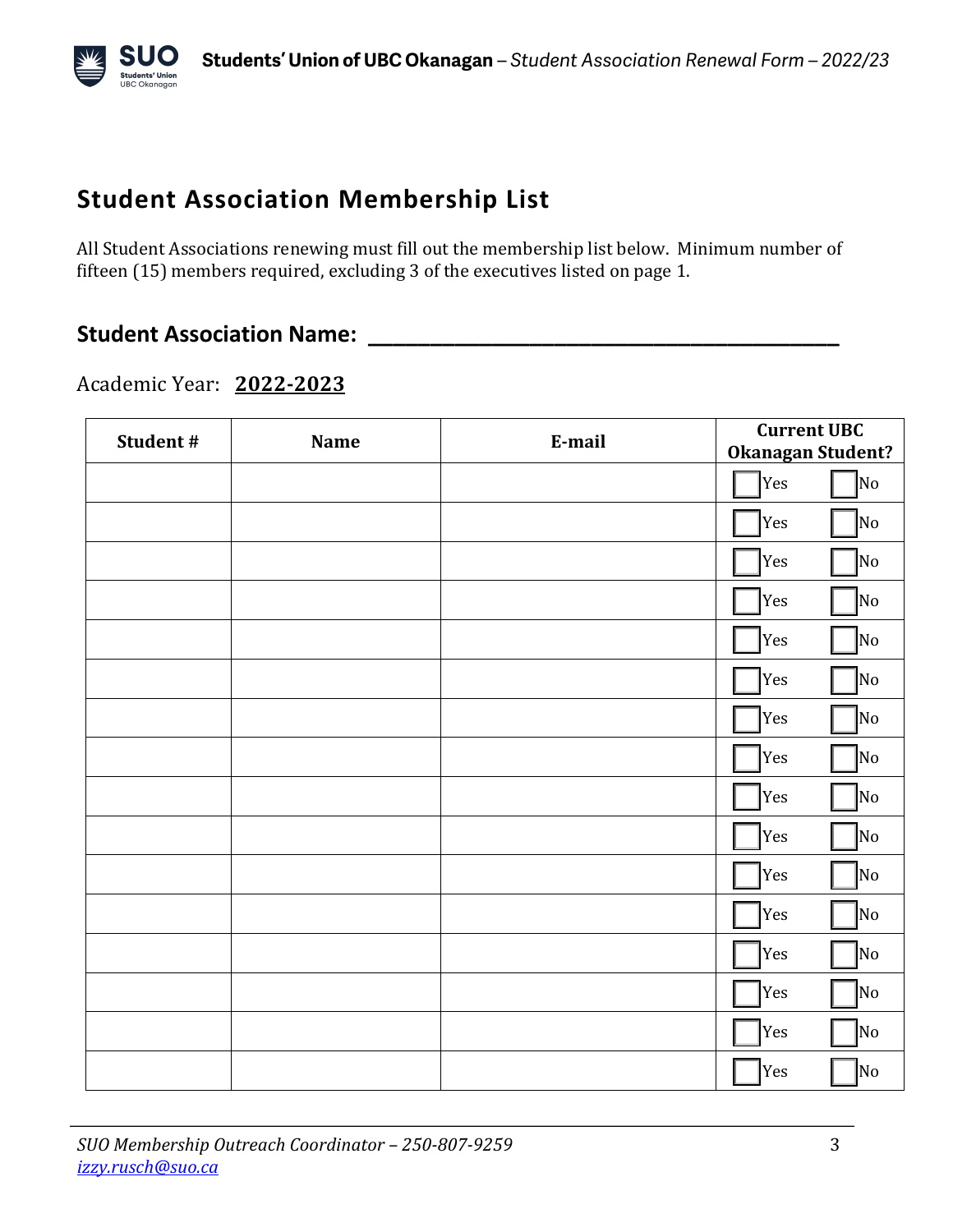## Student Association Membership List

All Student Associations renewing must fill out the membership list below. Minimum number of fifteen (15) members required, excluding 3 of the executives listed on page 1.

### Student Association Name: ________________________________________

Academic Year: **2022-2023**

| Student # | Name | E-mail | Current UBC Okanagan Student? |
|---|---|---|---|
| | | | ☐ Yes ☐ No |
| | | | ☐ Yes ☐ No |
| | | | ☐ Yes ☐ No |
| | | | ☐ Yes ☐ No |
| | | | ☐ Yes ☐ No |
| | | | ☐ Yes ☐ No |
| | | | ☐ Yes ☐ No |
| | | | ☐ Yes ☐ No |
| | | | ☐ Yes ☐ No |
| | | | ☐ Yes ☐ No |
| | | | ☐ Yes ☐ No |
| | | | ☐ Yes ☐ No |
| | | | ☐ Yes ☐ No |
| | | | ☐ Yes ☐ No |
| | | | ☐ Yes ☐ No |
| | | | ☐ Yes ☐ No |

*SUO Membership Outreach Coordinator – 250-807-9259*
*izzy.rusch@suo.ca*